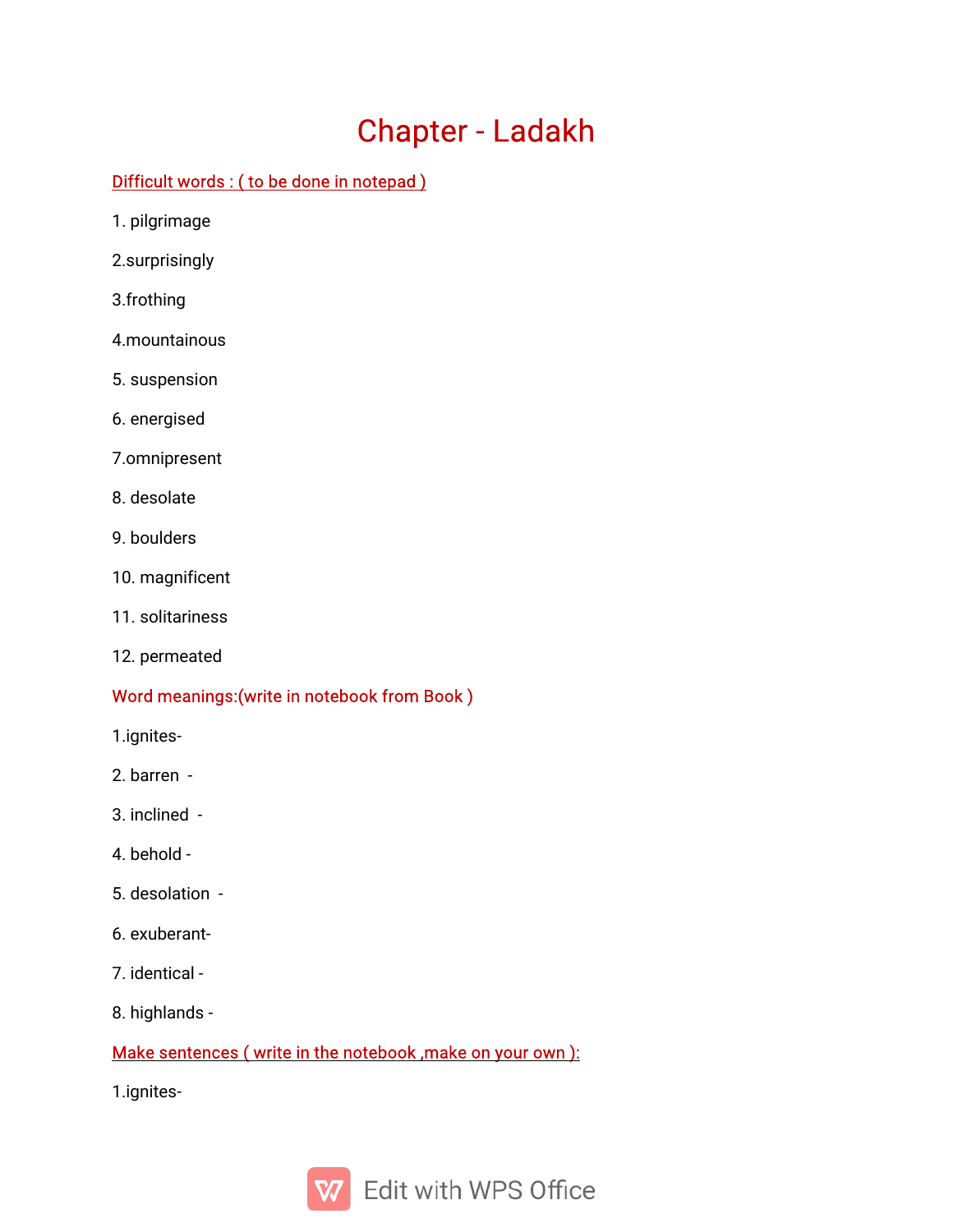# Chapter - Ladakh

Difficult words : ( to be done in notepad )

1. pilgrimage

2.surprisingly

3.frothing

4.mountainous

5. suspension

6. energised

7.omnipresent

8. desolate

9. boulders

10. magnificent

11. solitariness

12. permeated

Word meanings:(write in notebook from Book )

1.ignites-

2. barren -

3. inclined -

4. behold -

5. desolation -

6. exuberant-

7. identical -

8. highlands -

Make sentences ( write in the notebook ,make on your own ):

1.ignites-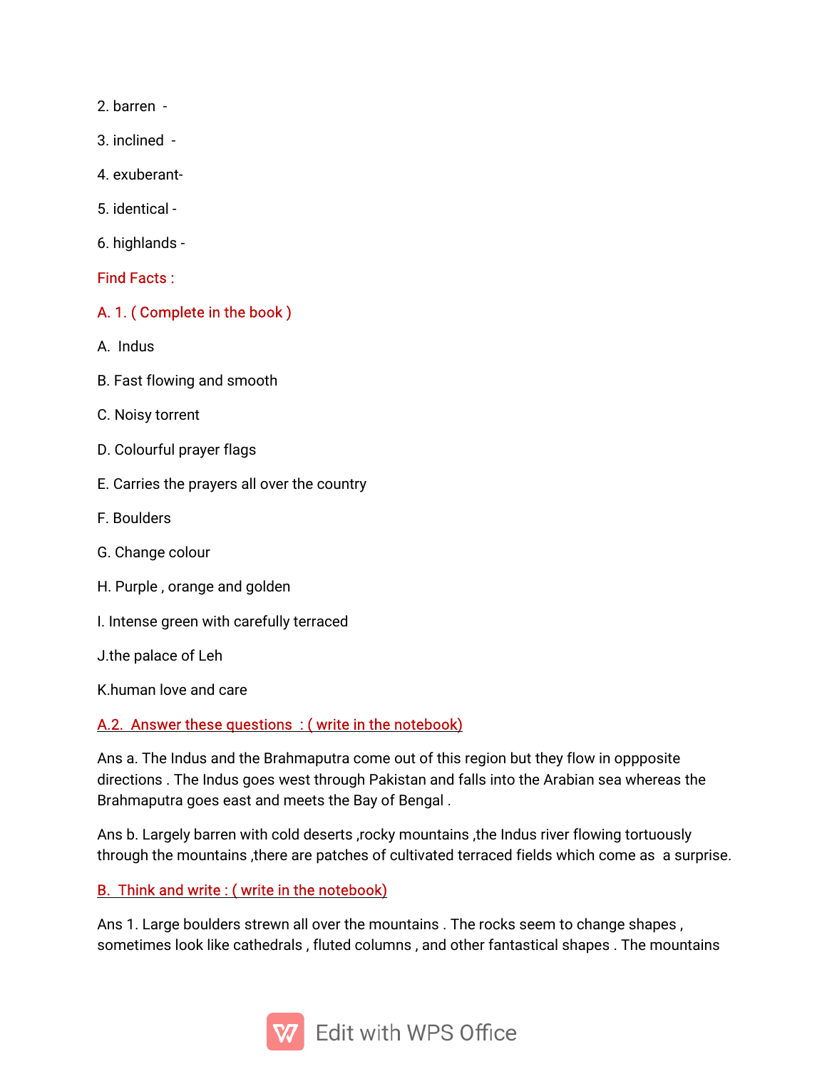2. barren -

3. inclined -

4. exuberant-

5. identical -

6. highlands -

Find Facts :

A. 1. ( Complete in the book )

A. Indus

B. Fast flowing and smooth

C. Noisy torrent

D. Colourful prayer flags

E. Carries the prayers all over the country

F. Boulders

G. Change colour

H. Purple , orange and golden

I. Intense green with carefully terraced

J.the palace of Leh

K.human love and care

A.2. Answer these questions : ( write in the notebook)

Ans a. The Indus and the Brahmaputra come out of this region but they flow in oppposite directions . The Indus goes west through Pakistan and falls into the Arabian sea whereas the Brahmaputra goes east and meets the Bay of Bengal .

Ans b. Largely barren with cold deserts ,rocky mountains ,the Indus river flowing tortuously through the mountains ,there are patches of cultivated terraced fields which come as a surprise.

B. Think and write : ( write in the notebook)

Ans 1. Large boulders strewn all over the mountains . The rocks seem to change shapes , sometimes look like cathedrals , fluted columns , and other fantastical shapes . The mountains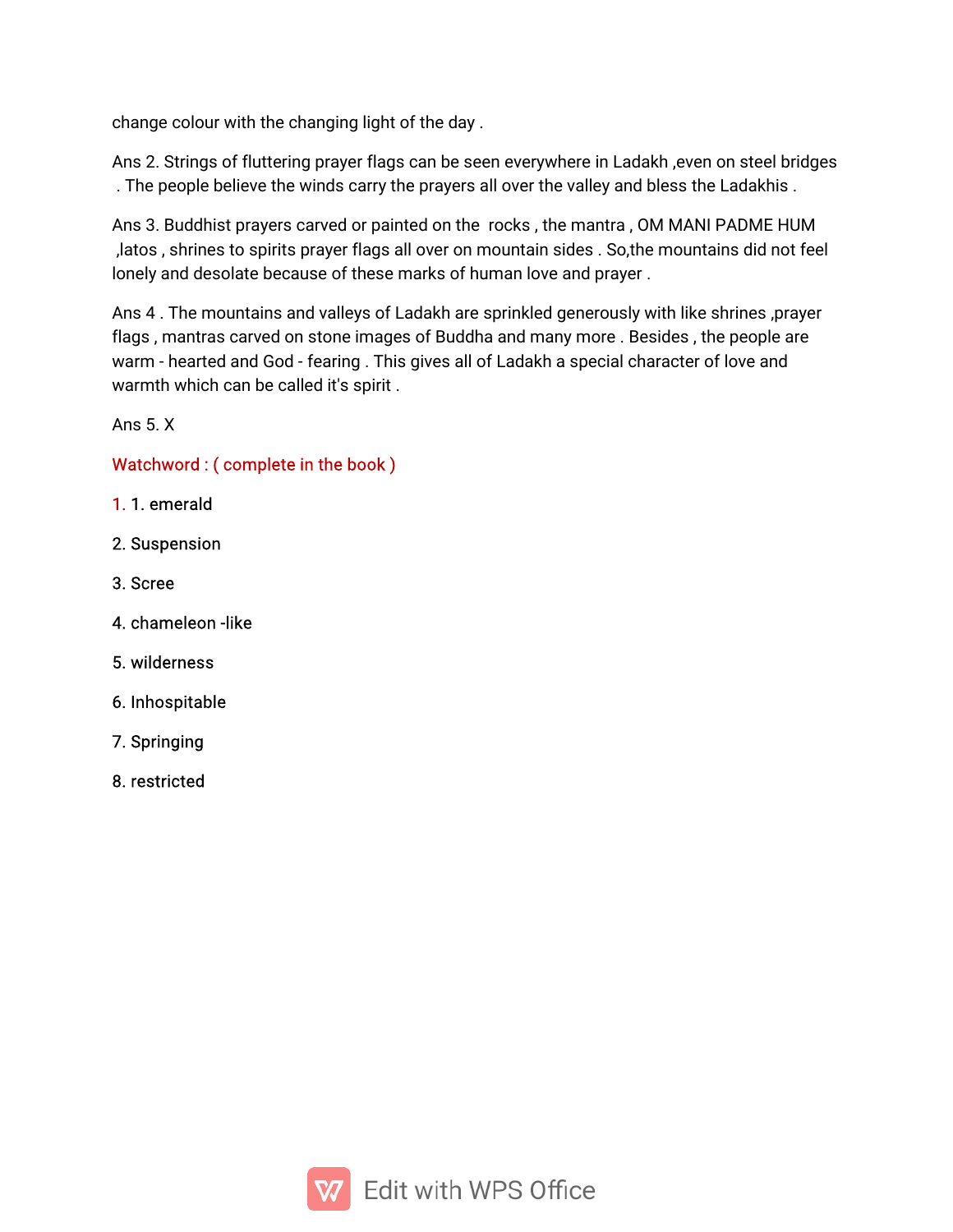change colour with the changing light of the day .

Ans 2. Strings of fluttering prayer flags can be seen everywhere in Ladakh ,even on steel bridges . The people believe the winds carry the prayers all over the valley and bless the Ladakhis .

Ans 3. Buddhist prayers carved or painted on the rocks , the mantra , OM MANI PADME HUM ,latos , shrines to spirits prayer flags all over on mountain sides . So,the mountains did not feel lonely and desolate because of these marks of human love and prayer .

Ans 4 . The mountains and valleys of Ladakh are sprinkled generously with like shrines ,prayer flags , mantras carved on stone images of Buddha and many more . Besides , the people are warm - hearted and God - fearing . This gives all of Ladakh a special character of love and warmth which can be called it's spirit .

Ans 5. X

Watchword : ( complete in the book )

1. 1. emerald

2. Suspension

3. Scree

4. chameleon -like

5. wilderness

6. Inhospitable

7. Springing

8. restricted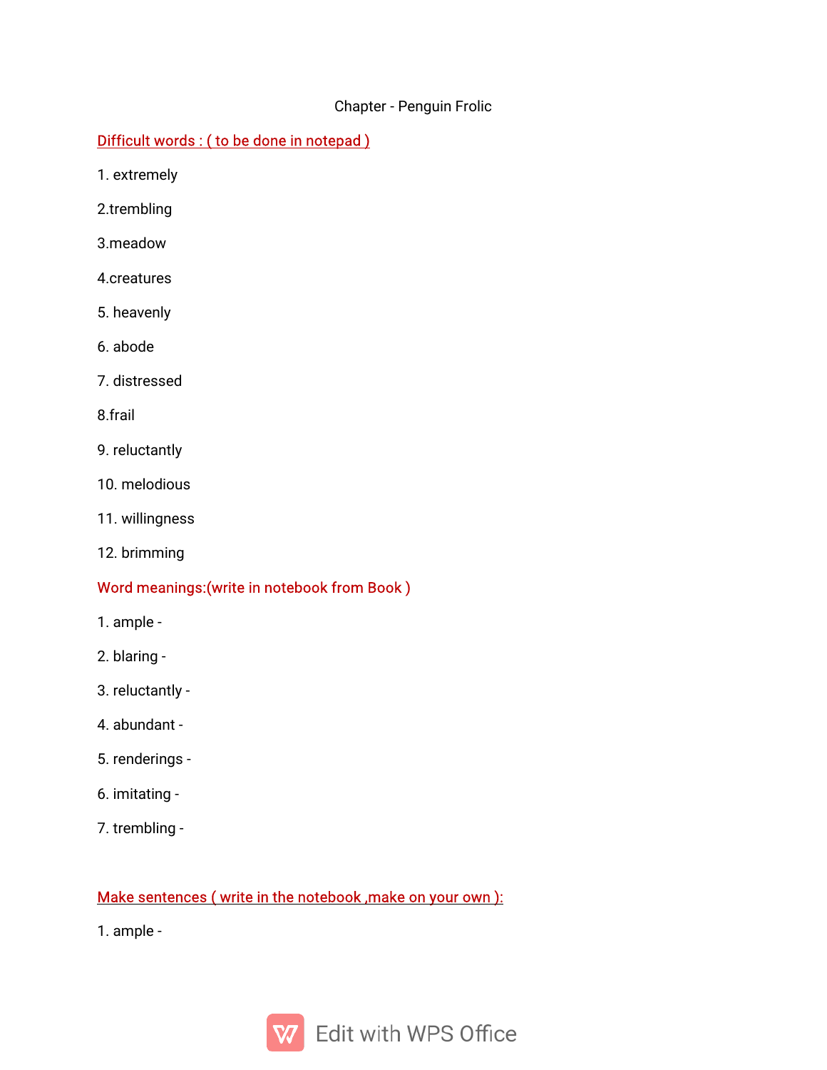Chapter - Penguin Frolic

Difficult words : ( to be done in notepad )

1. extremely

2.trembling

3.meadow

4.creatures

5. heavenly

6. abode

7. distressed

8.frail

9. reluctantly

10. melodious

11. willingness

12. brimming

Word meanings:(write in notebook from Book )

1. ample -

2. blaring -

3. reluctantly -

4. abundant -

5. renderings -

6. imitating -

7. trembling -

Make sentences ( write in the notebook ,make on your own ):

1. ample -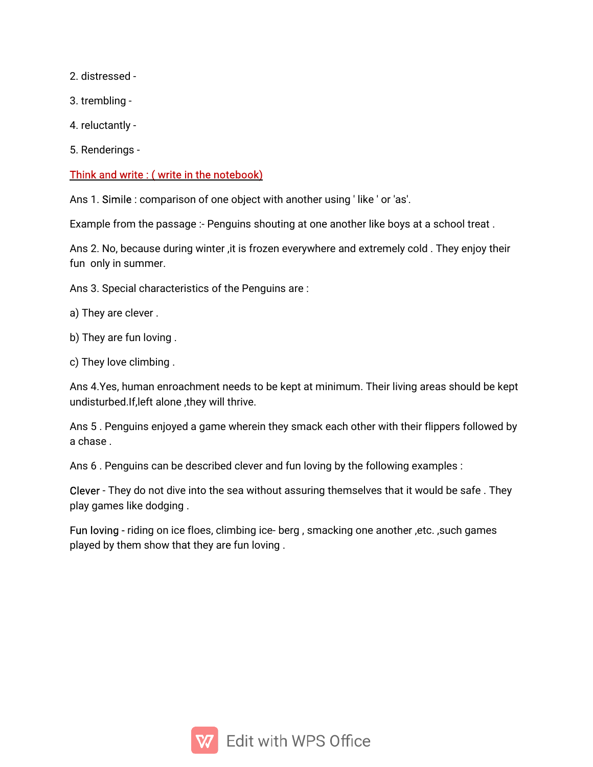2. distressed -

3. trembling -

4. reluctantly -

5. Renderings -

Think and write : ( write in the notebook)

Ans 1. Simile : comparison of one object with another using ' like ' or 'as'.

Example from the passage :- Penguins shouting at one another like boys at a school treat .

Ans 2. No, because during winter ,it is frozen everywhere and extremely cold . They enjoy their fun only in summer.

Ans 3. Special characteristics of the Penguins are :

a) They are clever .

b) They are fun loving .

c) They love climbing .

Ans 4.Yes, human enroachment needs to be kept at minimum. Their living areas should be kept undisturbed.If,left alone ,they will thrive.

Ans 5 . Penguins enjoyed a game wherein they smack each other with their flippers followed by a chase .

Ans 6 . Penguins can be described clever and fun loving by the following examples :

Clever - They do not dive into the sea without assuring themselves that it would be safe . They play games like dodging .

Fun loving - riding on ice floes, climbing ice- berg , smacking one another ,etc. ,such games played by them show that they are fun loving .